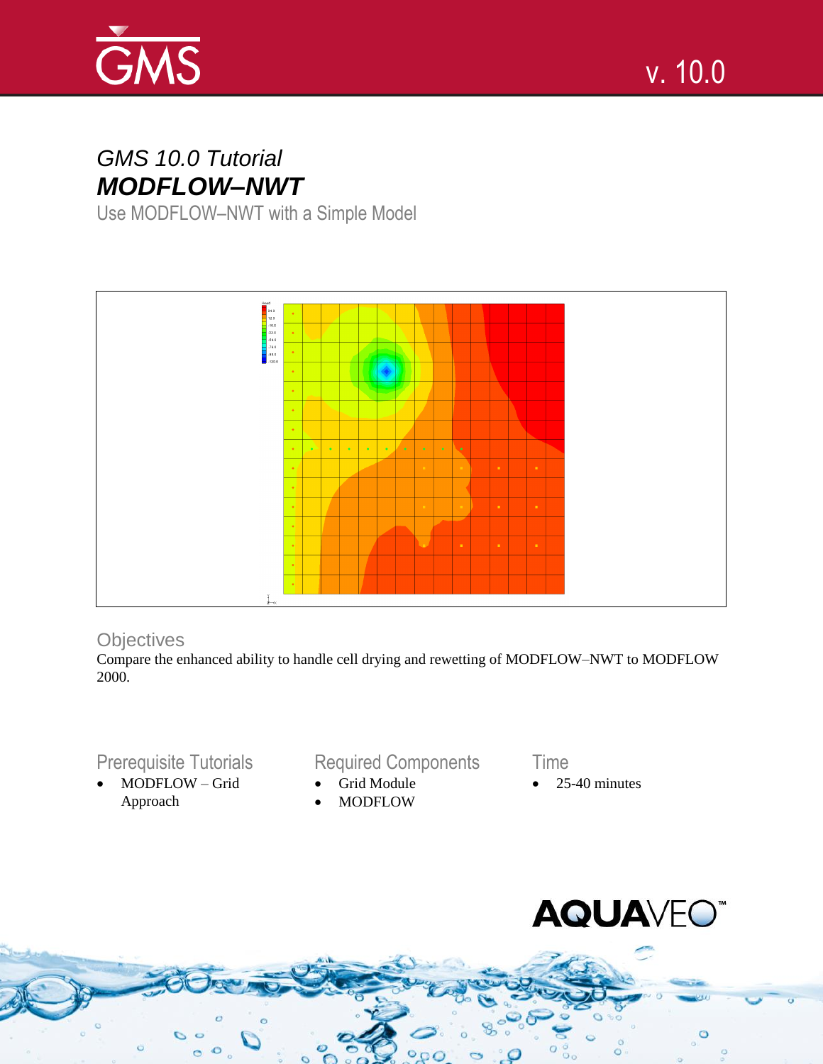# GMS 10.0 Tutorial

## MODFLOW–NWT

Use MODFLOW–NWT with a Simple Model

### Objectives

Compare the enhanced ability to handle cell drying and rewetting of MODFLOW–NWT to MODFLOW 2000.

### Prerequisite Tutorials

- MODFLOW – Grid Approach

### Required Components

- Grid Module
- MODFLOW

### Time

- 25-40 minutes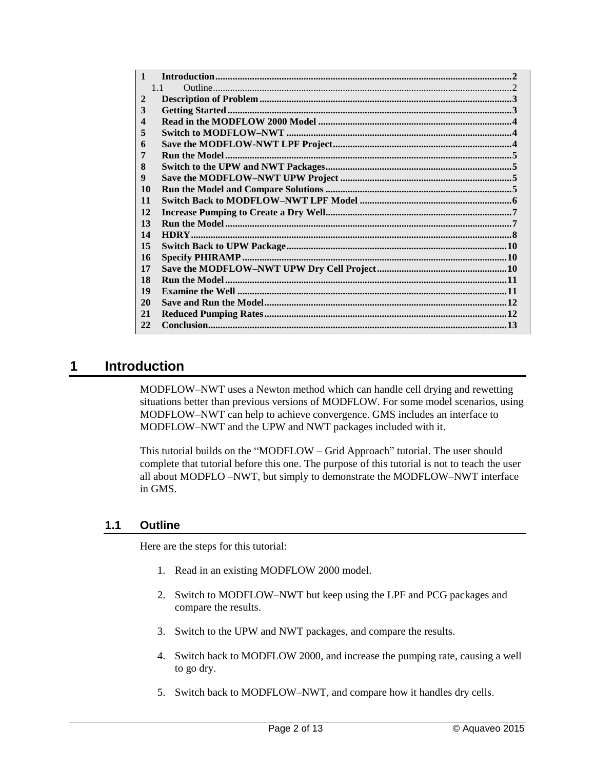| | | |
|---|---|---|
| 1 | **Introduction** | **2** |
| 1.1 | Outline | 2 |
| 2 | **Description of Problem** | **3** |
| 3 | **Getting Started** | **3** |
| 4 | **Read in the MODFLOW 2000 Model** | **4** |
| 5 | **Switch to MODFLOW–NWT** | **4** |
| 6 | **Save the MODFLOW-NWT LPF Project** | **4** |
| 7 | **Run the Model** | **5** |
| 8 | **Switch to the UPW and NWT Packages** | **5** |
| 9 | **Save the MODFLOW–NWT UPW Project** | **5** |
| 10 | **Run the Model and Compare Solutions** | **5** |
| 11 | **Switch Back to MODFLOW–NWT LPF Model** | **6** |
| 12 | **Increase Pumping to Create a Dry Well** | **7** |
| 13 | **Run the Model** | **7** |
| 14 | **HDRY** | **8** |
| 15 | **Switch Back to UPW Package** | **10** |
| 16 | **Specify PHIRAMP** | **10** |
| 17 | **Save the MODFLOW–NWT UPW Dry Cell Project** | **10** |
| 18 | **Run the Model** | **11** |
| 19 | **Examine the Well** | **11** |
| 20 | **Save and Run the Model** | **12** |
| 21 | **Reduced Pumping Rates** | **12** |
| 22 | **Conclusion** | **13** |

# 1 Introduction

MODFLOW–NWT uses a Newton method which can handle cell drying and rewetting situations better than previous versions of MODFLOW. For some model scenarios, using MODFLOW–NWT can help to achieve convergence. GMS includes an interface to MODFLOW–NWT and the UPW and NWT packages included with it.

This tutorial builds on the "MODFLOW – Grid Approach" tutorial. The user should complete that tutorial before this one. The purpose of this tutorial is not to teach the user all about MODFLO –NWT, but simply to demonstrate the MODFLOW–NWT interface in GMS.

## 1.1 Outline

Here are the steps for this tutorial:

1. Read in an existing MODFLOW 2000 model.
2. Switch to MODFLOW–NWT but keep using the LPF and PCG packages and compare the results.
3. Switch to the UPW and NWT packages, and compare the results.
4. Switch back to MODFLOW 2000, and increase the pumping rate, causing a well to go dry.
5. Switch back to MODFLOW–NWT, and compare how it handles dry cells.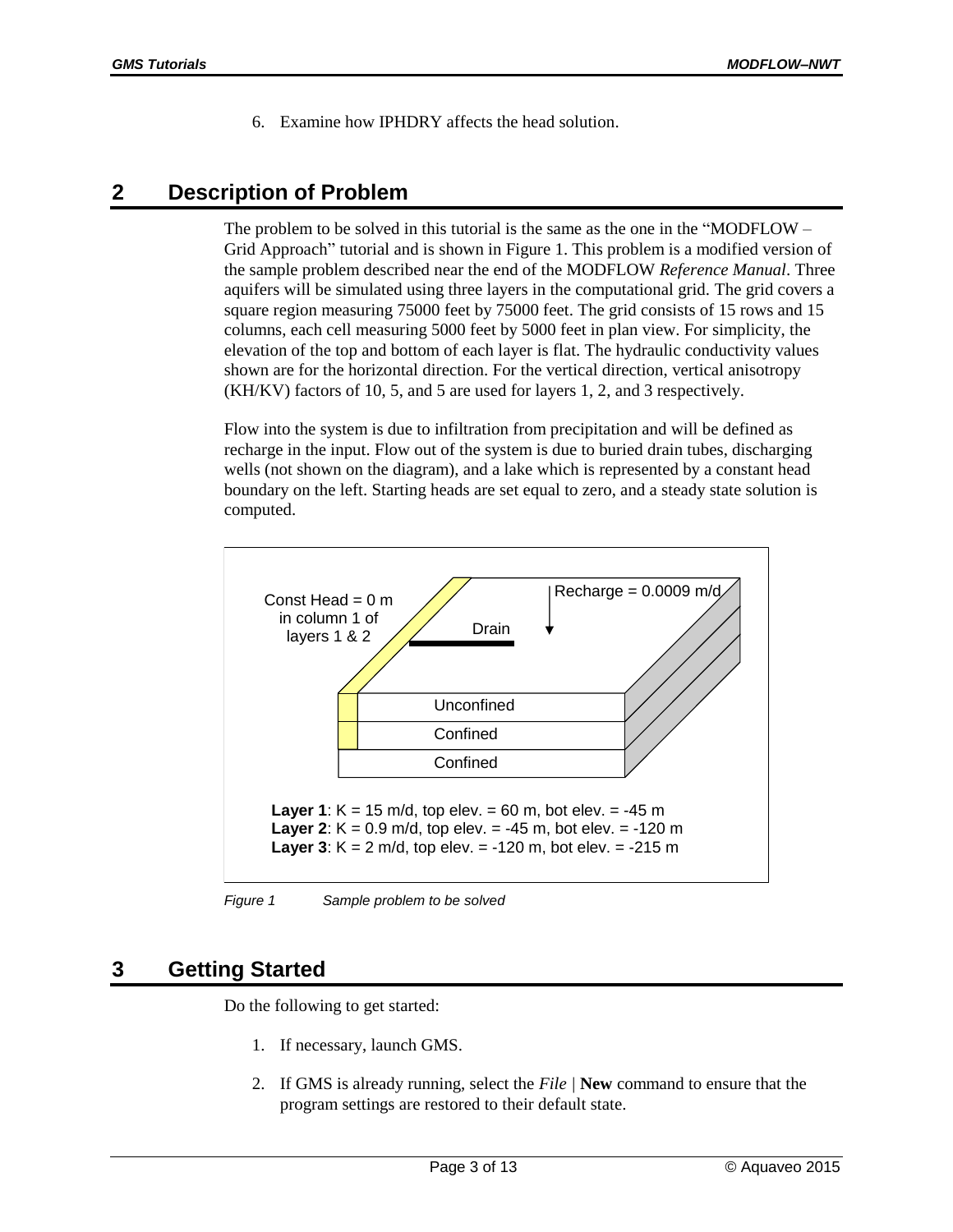6. Examine how IPHDRY affects the head solution.

## 2 Description of Problem

The problem to be solved in this tutorial is the same as the one in the "MODFLOW – Grid Approach" tutorial and is shown in Figure 1. This problem is a modified version of the sample problem described near the end of the MODFLOW *Reference Manual*. Three aquifers will be simulated using three layers in the computational grid. The grid covers a square region measuring 75000 feet by 75000 feet. The grid consists of 15 rows and 15 columns, each cell measuring 5000 feet by 5000 feet in plan view. For simplicity, the elevation of the top and bottom of each layer is flat. The hydraulic conductivity values shown are for the horizontal direction. For the vertical direction, vertical anisotropy (KH/KV) factors of 10, 5, and 5 are used for layers 1, 2, and 3 respectively.

Flow into the system is due to infiltration from precipitation and will be defined as recharge in the input. Flow out of the system is due to buried drain tubes, discharging wells (not shown on the diagram), and a lake which is represented by a constant head boundary on the left. Starting heads are set equal to zero, and a steady state solution is computed.

Const Head = 0 m in column 1 of layers 1 & 2

Drain

Recharge = 0.0009 m/d

Unconfined

Confined

Confined

**Layer 1**: K = 15 m/d, top elev. = 60 m, bot elev. = -45 m
**Layer 2**: K = 0.9 m/d, top elev. = -45 m, bot elev. = -120 m
**Layer 3**: K = 2 m/d, top elev. = -120 m, bot elev. = -215 m

*Figure 1 Sample problem to be solved*

## 3 Getting Started

Do the following to get started:

1. If necessary, launch GMS.
2. If GMS is already running, select the *File* | **New** command to ensure that the program settings are restored to their default state.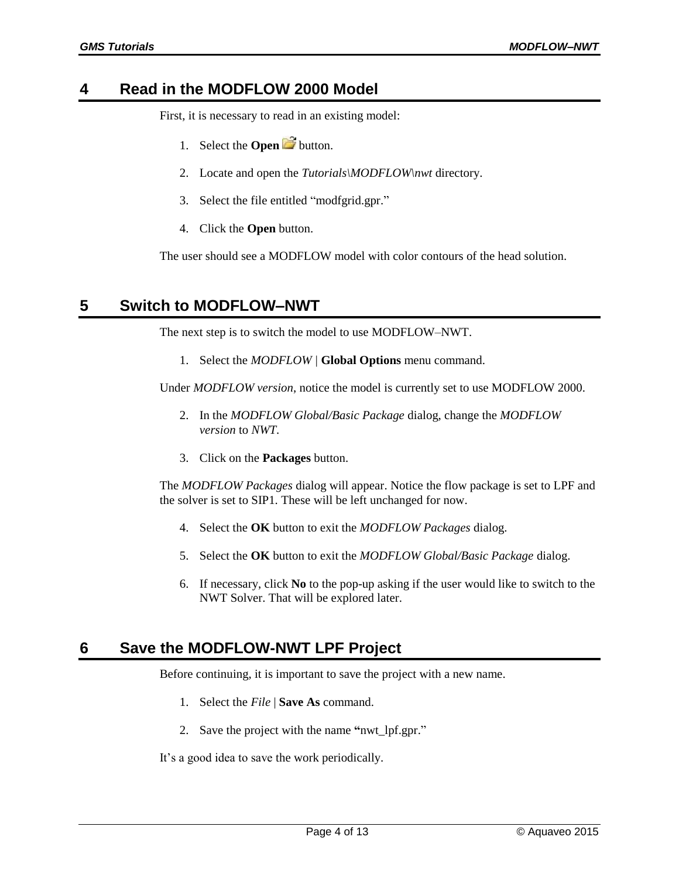## 4 Read in the MODFLOW 2000 Model

First, it is necessary to read in an existing model:

1. Select the **Open** button.
2. Locate and open the *Tutorials\MODFLOW\nwt* directory.
3. Select the file entitled "modfgrid.gpr."
4. Click the **Open** button.

The user should see a MODFLOW model with color contours of the head solution.

## 5 Switch to MODFLOW–NWT

The next step is to switch the model to use MODFLOW–NWT.

1. Select the *MODFLOW* | **Global Options** menu command.

Under *MODFLOW version*, notice the model is currently set to use MODFLOW 2000.

2. In the *MODFLOW Global/Basic Package* dialog, change the *MODFLOW version* to *NWT*.
3. Click on the **Packages** button.

The *MODFLOW Packages* dialog will appear. Notice the flow package is set to LPF and the solver is set to SIP1. These will be left unchanged for now.

4. Select the **OK** button to exit the *MODFLOW Packages* dialog.
5. Select the **OK** button to exit the *MODFLOW Global/Basic Package* dialog.
6. If necessary, click **No** to the pop-up asking if the user would like to switch to the NWT Solver. That will be explored later.

## 6 Save the MODFLOW-NWT LPF Project

Before continuing, it is important to save the project with a new name.

1. Select the *File* | **Save As** command.
2. Save the project with the name "nwt_lpf.gpr."

It's a good idea to save the work periodically.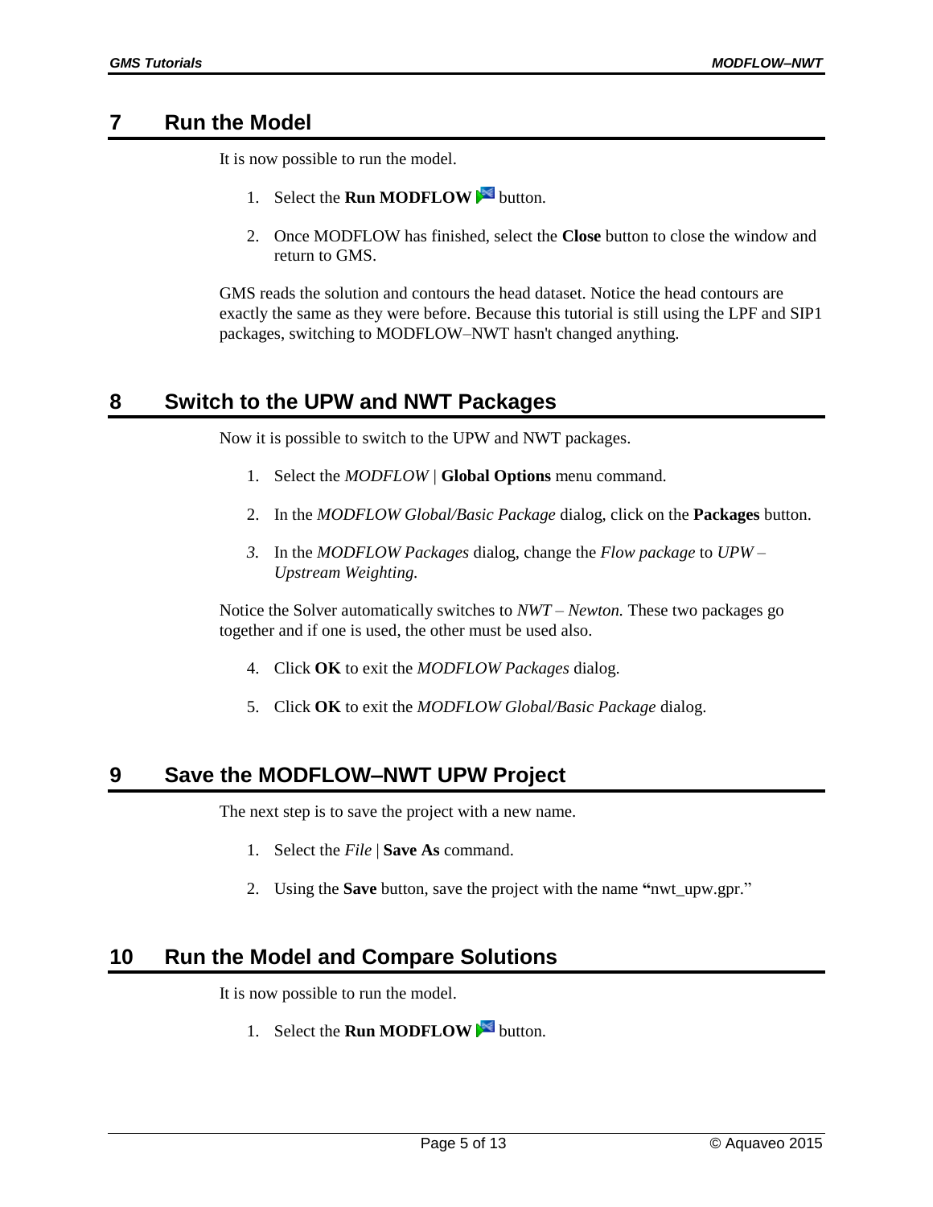## 7 Run the Model

It is now possible to run the model.

1. Select the **Run MODFLOW** button.

2. Once MODFLOW has finished, select the **Close** button to close the window and return to GMS.

GMS reads the solution and contours the head dataset. Notice the head contours are exactly the same as they were before. Because this tutorial is still using the LPF and SIP1 packages, switching to MODFLOW–NWT hasn't changed anything.

## 8 Switch to the UPW and NWT Packages

Now it is possible to switch to the UPW and NWT packages.

1. Select the *MODFLOW* | **Global Options** menu command.

2. In the *MODFLOW Global/Basic Package* dialog, click on the **Packages** button.

3. In the *MODFLOW Packages* dialog, change the *Flow package* to *UPW – Upstream Weighting.*

Notice the Solver automatically switches to *NWT – Newton.* These two packages go together and if one is used, the other must be used also.

4. Click **OK** to exit the *MODFLOW Packages* dialog.

5. Click **OK** to exit the *MODFLOW Global/Basic Package* dialog.

## 9 Save the MODFLOW–NWT UPW Project

The next step is to save the project with a new name.

1. Select the *File* | **Save As** command.

2. Using the **Save** button, save the project with the name "nwt_upw.gpr."

## 10 Run the Model and Compare Solutions

It is now possible to run the model.

1. Select the **Run MODFLOW** button.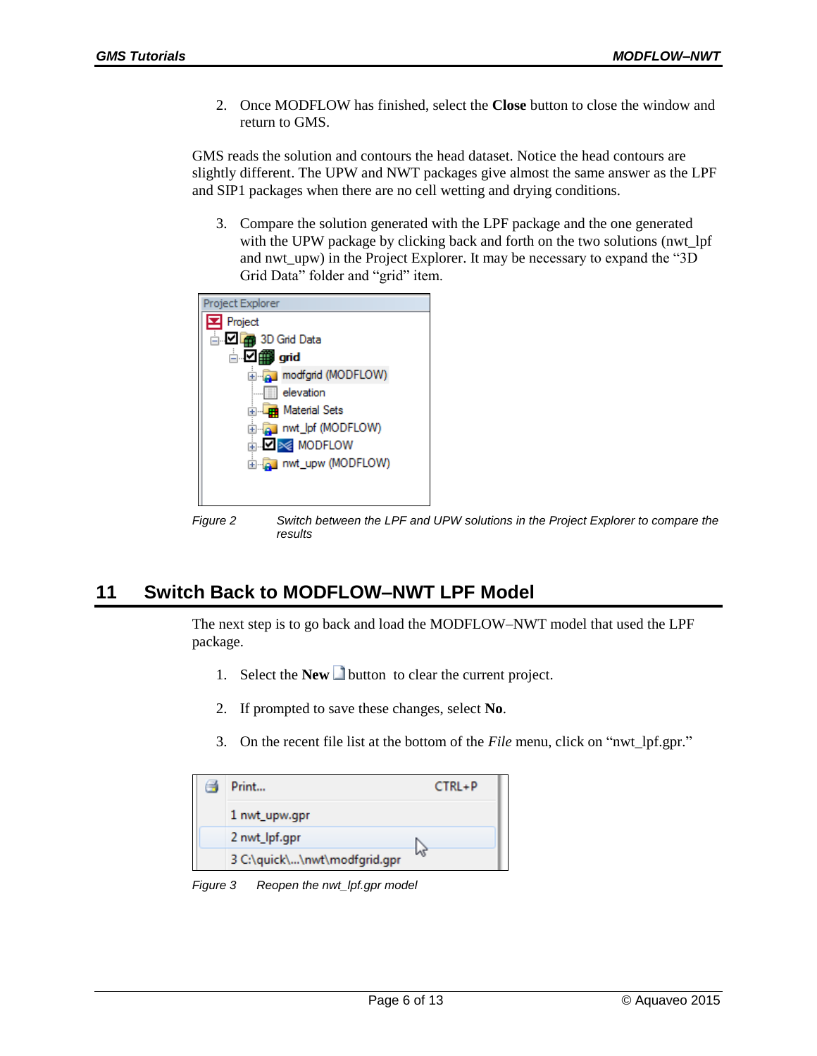2. Once MODFLOW has finished, select the **Close** button to close the window and return to GMS.

GMS reads the solution and contours the head dataset. Notice the head contours are slightly different. The UPW and NWT packages give almost the same answer as the LPF and SIP1 packages when there are no cell wetting and drying conditions.

3. Compare the solution generated with the LPF package and the one generated with the UPW package by clicking back and forth on the two solutions (nwt_lpf and nwt_upw) in the Project Explorer. It may be necessary to expand the "3D Grid Data" folder and "grid" item.

*Figure 2 Switch between the LPF and UPW solutions in the Project Explorer to compare the results*

## 11 Switch Back to MODFLOW–NWT LPF Model

The next step is to go back and load the MODFLOW–NWT model that used the LPF package.

1. Select the **New** button to clear the current project.
2. If prompted to save these changes, select **No**.
3. On the recent file list at the bottom of the *File* menu, click on "nwt_lpf.gpr."

*Figure 3 Reopen the nwt_lpf.gpr model*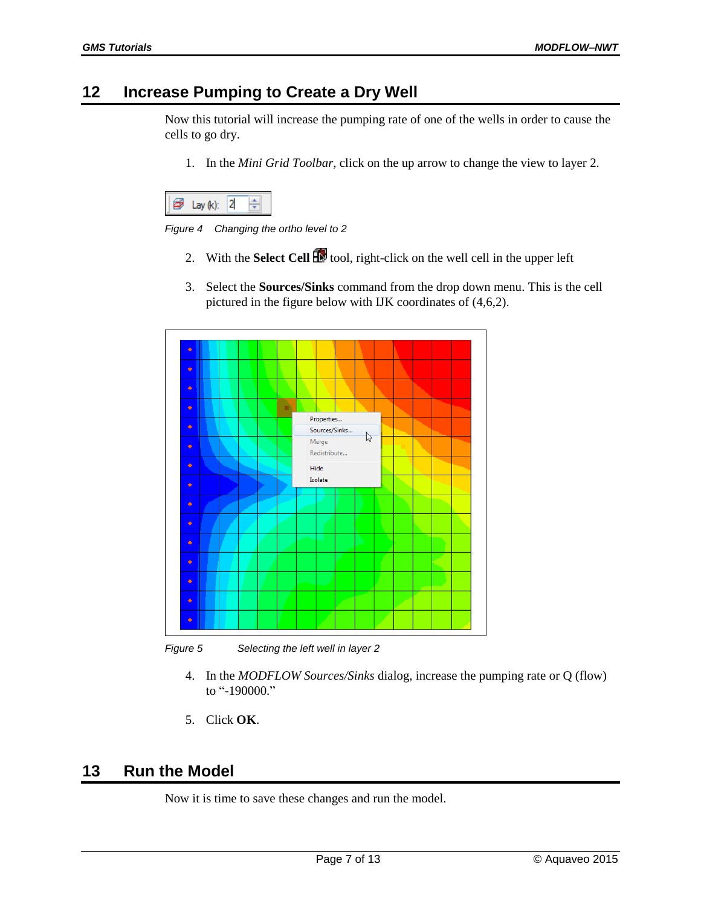## 12 Increase Pumping to Create a Dry Well

Now this tutorial will increase the pumping rate of one of the wells in order to cause the cells to go dry.

1. In the *Mini Grid Toolbar*, click on the up arrow to change the view to layer 2.

*Figure 4 Changing the ortho level to 2*

2. With the **Select Cell** tool, right-click on the well cell in the upper left
3. Select the **Sources/Sinks** command from the drop down menu. This is the cell pictured in the figure below with IJK coordinates of (4,6,2).

*Figure 5 Selecting the left well in layer 2*

4. In the *MODFLOW Sources/Sinks* dialog, increase the pumping rate or Q (flow) to "-190000."
5. Click **OK**.

## 13 Run the Model

Now it is time to save these changes and run the model.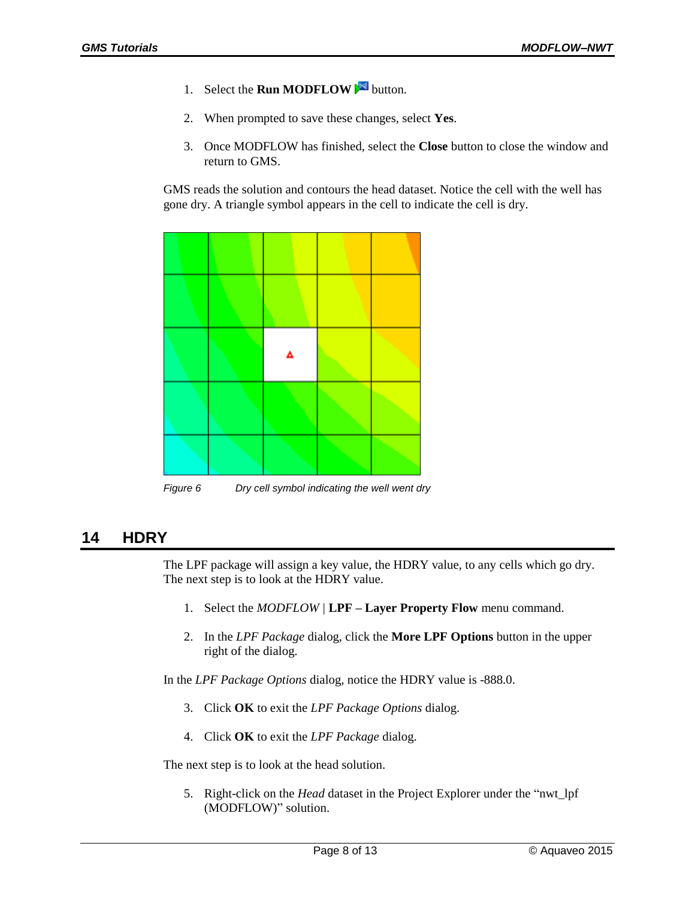1. Select the **Run MODFLOW** button.

2. When prompted to save these changes, select **Yes**.

3. Once MODFLOW has finished, select the **Close** button to close the window and return to GMS.

GMS reads the solution and contours the head dataset. Notice the cell with the well has gone dry. A triangle symbol appears in the cell to indicate the cell is dry.

*Figure 6     Dry cell symbol indicating the well went dry*

## 14 HDRY

The LPF package will assign a key value, the HDRY value, to any cells which go dry. The next step is to look at the HDRY value.

1. Select the *MODFLOW* | **LPF – Layer Property Flow** menu command.

2. In the *LPF Package* dialog, click the **More LPF Options** button in the upper right of the dialog.

In the *LPF Package Options* dialog, notice the HDRY value is -888.0.

3. Click **OK** to exit the *LPF Package Options* dialog.

4. Click **OK** to exit the *LPF Package* dialog.

The next step is to look at the head solution.

5. Right-click on the *Head* dataset in the Project Explorer under the “nwt_lpf (MODFLOW)” solution.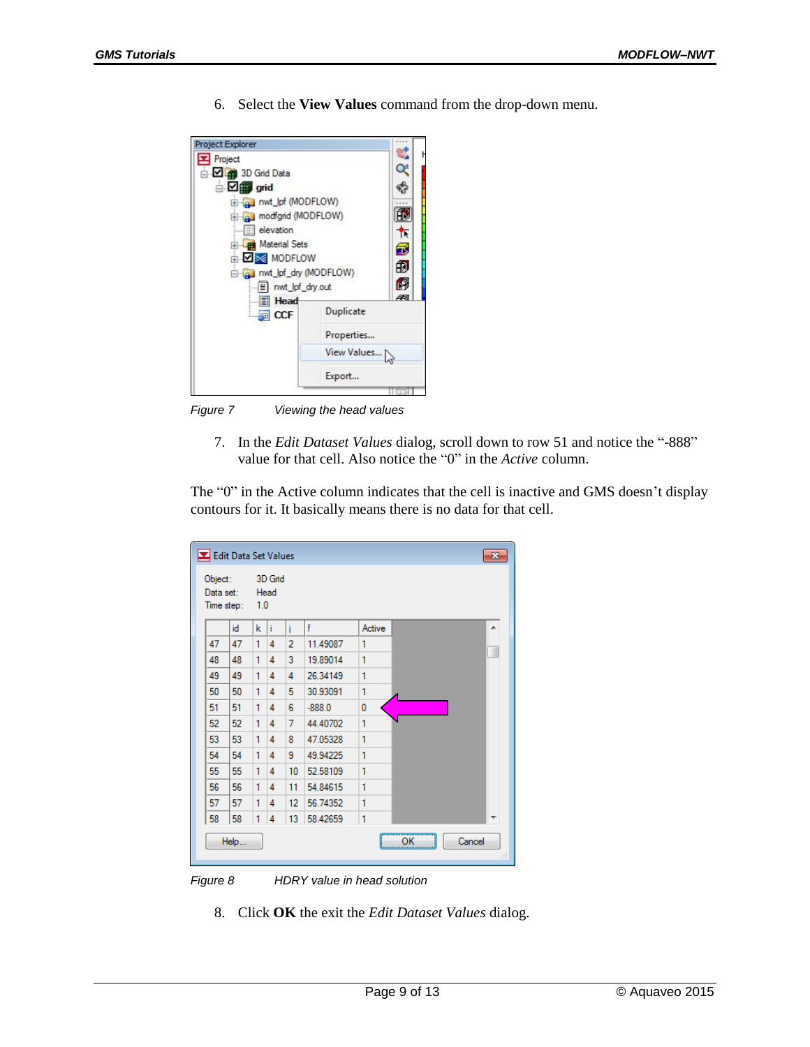6. Select the **View Values** command from the drop-down menu.

Figure 7 Viewing the head values

7. In the *Edit Dataset Values* dialog, scroll down to row 51 and notice the "-888" value for that cell. Also notice the "0" in the *Active* column.

The "0" in the Active column indicates that the cell is inactive and GMS doesn't display contours for it. It basically means there is no data for that cell.

Figure 8 HDRY value in head solution

8. Click **OK** the exit the *Edit Dataset Values* dialog.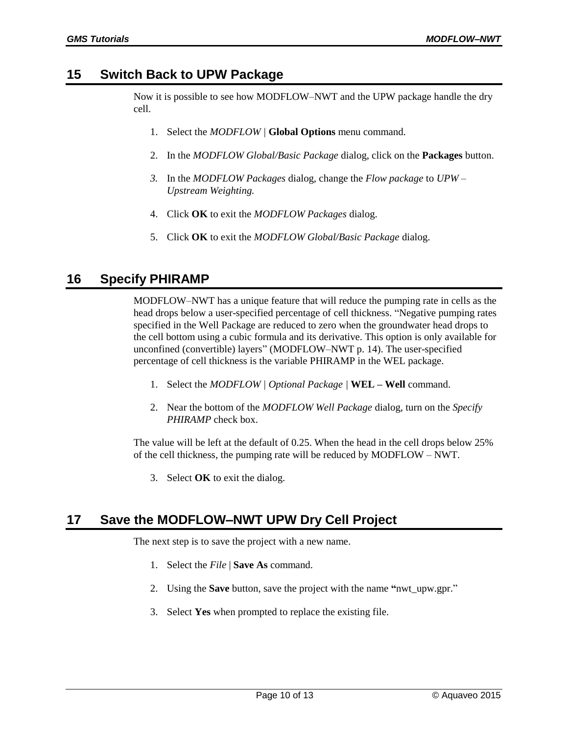## 15 Switch Back to UPW Package

Now it is possible to see how MODFLOW–NWT and the UPW package handle the dry cell.

1. Select the *MODFLOW* | **Global Options** menu command.
2. In the *MODFLOW Global/Basic Package* dialog, click on the **Packages** button.
3. In the *MODFLOW Packages* dialog, change the *Flow package* to *UPW – Upstream Weighting.*
4. Click **OK** to exit the *MODFLOW Packages* dialog.
5. Click **OK** to exit the *MODFLOW Global/Basic Package* dialog.

## 16 Specify PHIRAMP

MODFLOW–NWT has a unique feature that will reduce the pumping rate in cells as the head drops below a user-specified percentage of cell thickness. "Negative pumping rates specified in the Well Package are reduced to zero when the groundwater head drops to the cell bottom using a cubic formula and its derivative. This option is only available for unconfined (convertible) layers" (MODFLOW–NWT p. 14). The user-specified percentage of cell thickness is the variable PHIRAMP in the WEL package.

1. Select the *MODFLOW* | *Optional Package* | **WEL – Well** command.
2. Near the bottom of the *MODFLOW Well Package* dialog, turn on the *Specify PHIRAMP* check box.

The value will be left at the default of 0.25. When the head in the cell drops below 25% of the cell thickness, the pumping rate will be reduced by MODFLOW – NWT.

3. Select **OK** to exit the dialog.

## 17 Save the MODFLOW–NWT UPW Dry Cell Project

The next step is to save the project with a new name.

1. Select the *File* | **Save As** command.
2. Using the **Save** button, save the project with the name "nwt_upw.gpr."
3. Select **Yes** when prompted to replace the existing file.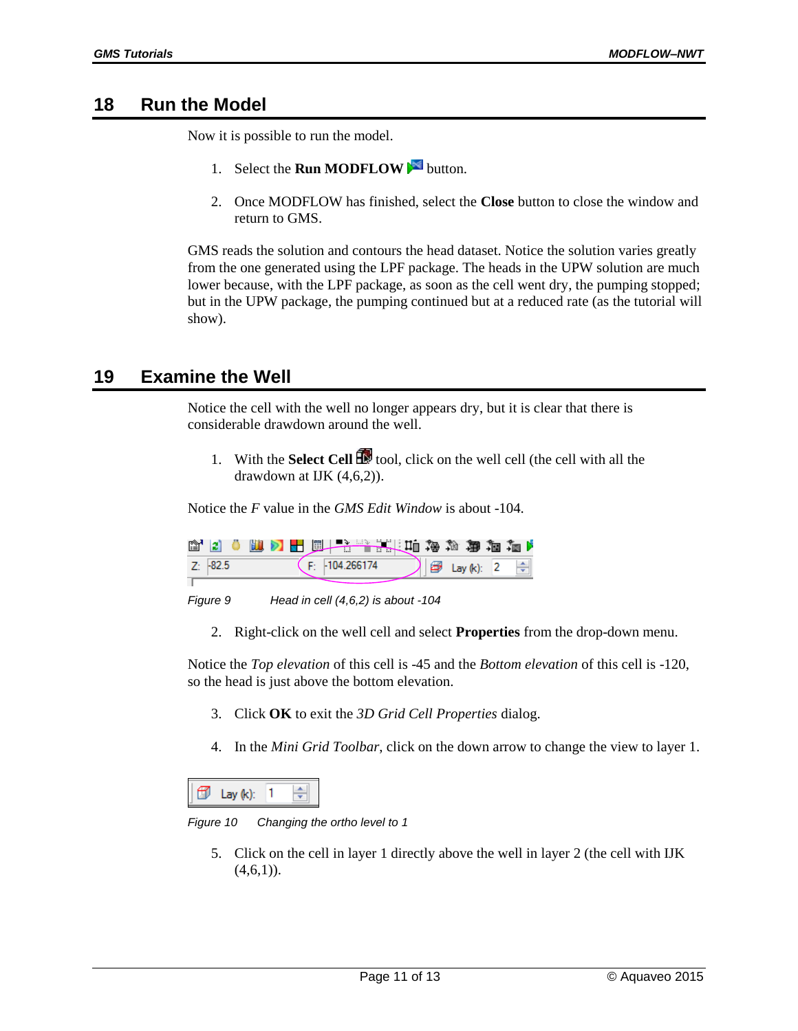## 18 Run the Model

Now it is possible to run the model.

1. Select the **Run MODFLOW** button.
2. Once MODFLOW has finished, select the **Close** button to close the window and return to GMS.

GMS reads the solution and contours the head dataset. Notice the solution varies greatly from the one generated using the LPF package. The heads in the UPW solution are much lower because, with the LPF package, as soon as the cell went dry, the pumping stopped; but in the UPW package, the pumping continued but at a reduced rate (as the tutorial will show).

## 19 Examine the Well

Notice the cell with the well no longer appears dry, but it is clear that there is considerable drawdown around the well.

1. With the **Select Cell** tool, click on the well cell (the cell with all the drawdown at IJK (4,6,2)).

Notice the *F* value in the *GMS Edit Window* is about -104.

*Figure 9 Head in cell (4,6,2) is about -104*

2. Right-click on the well cell and select **Properties** from the drop-down menu.

Notice the *Top elevation* of this cell is -45 and the *Bottom elevation* of this cell is -120, so the head is just above the bottom elevation.

3. Click **OK** to exit the *3D Grid Cell Properties* dialog.
4. In the *Mini Grid Toolbar*, click on the down arrow to change the view to layer 1.

*Figure 10 Changing the ortho level to 1*

5. Click on the cell in layer 1 directly above the well in layer 2 (the cell with IJK (4,6,1)).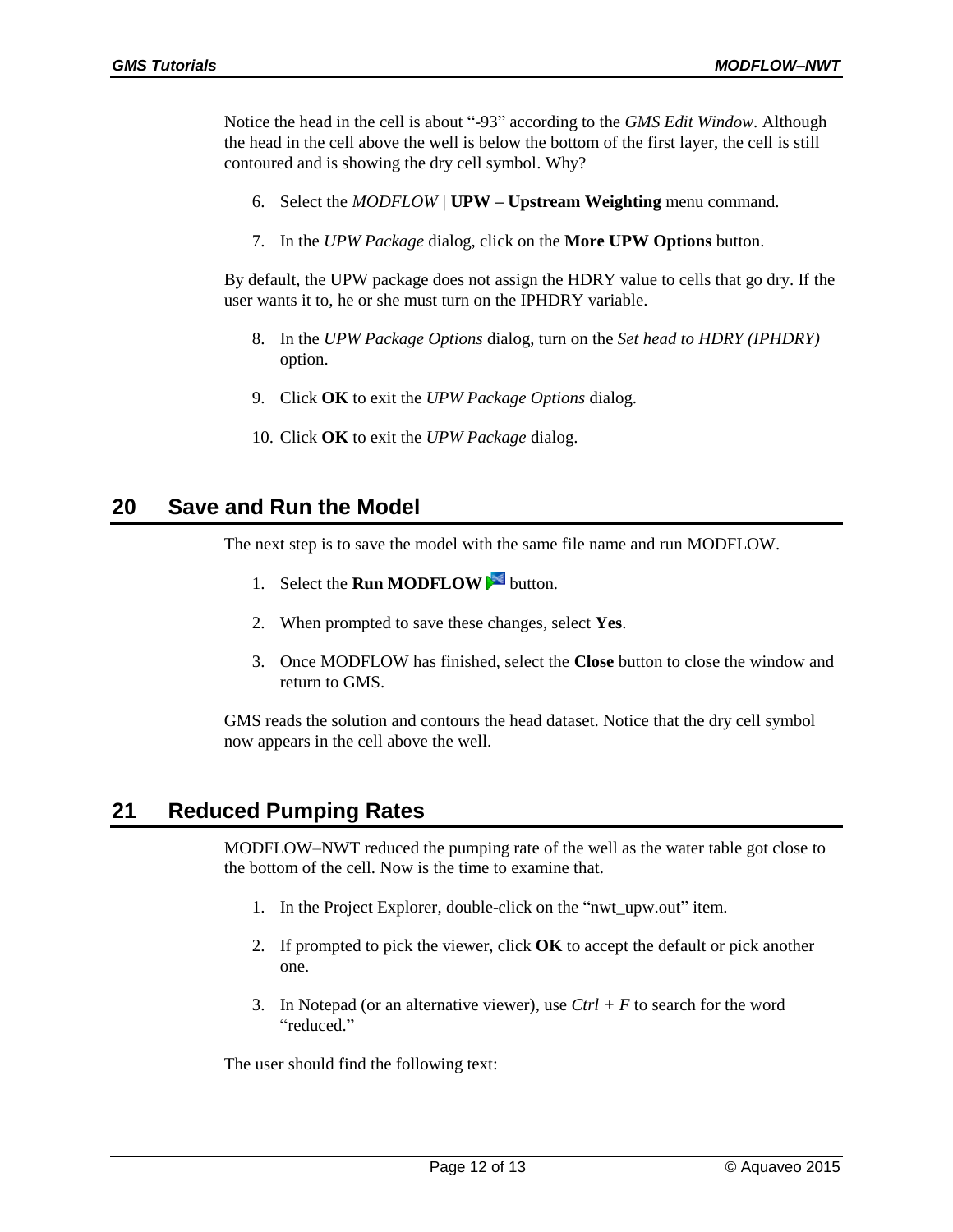Notice the head in the cell is about "-93" according to the *GMS Edit Window*. Although the head in the cell above the well is below the bottom of the first layer, the cell is still contoured and is showing the dry cell symbol. Why?

6. Select the *MODFLOW* | **UPW – Upstream Weighting** menu command.

7. In the *UPW Package* dialog, click on the **More UPW Options** button.

By default, the UPW package does not assign the HDRY value to cells that go dry. If the user wants it to, he or she must turn on the IPHDRY variable.

8. In the *UPW Package Options* dialog, turn on the *Set head to HDRY (IPHDRY)* option.

9. Click **OK** to exit the *UPW Package Options* dialog.

10. Click **OK** to exit the *UPW Package* dialog.

## 20 Save and Run the Model

The next step is to save the model with the same file name and run MODFLOW.

1. Select the **Run MODFLOW** button.

2. When prompted to save these changes, select **Yes**.

3. Once MODFLOW has finished, select the **Close** button to close the window and return to GMS.

GMS reads the solution and contours the head dataset. Notice that the dry cell symbol now appears in the cell above the well.

## 21 Reduced Pumping Rates

MODFLOW–NWT reduced the pumping rate of the well as the water table got close to the bottom of the cell. Now is the time to examine that.

1. In the Project Explorer, double-click on the "nwt_upw.out" item.

2. If prompted to pick the viewer, click **OK** to accept the default or pick another one.

3. In Notepad (or an alternative viewer), use *Ctrl + F* to search for the word "reduced."

The user should find the following text: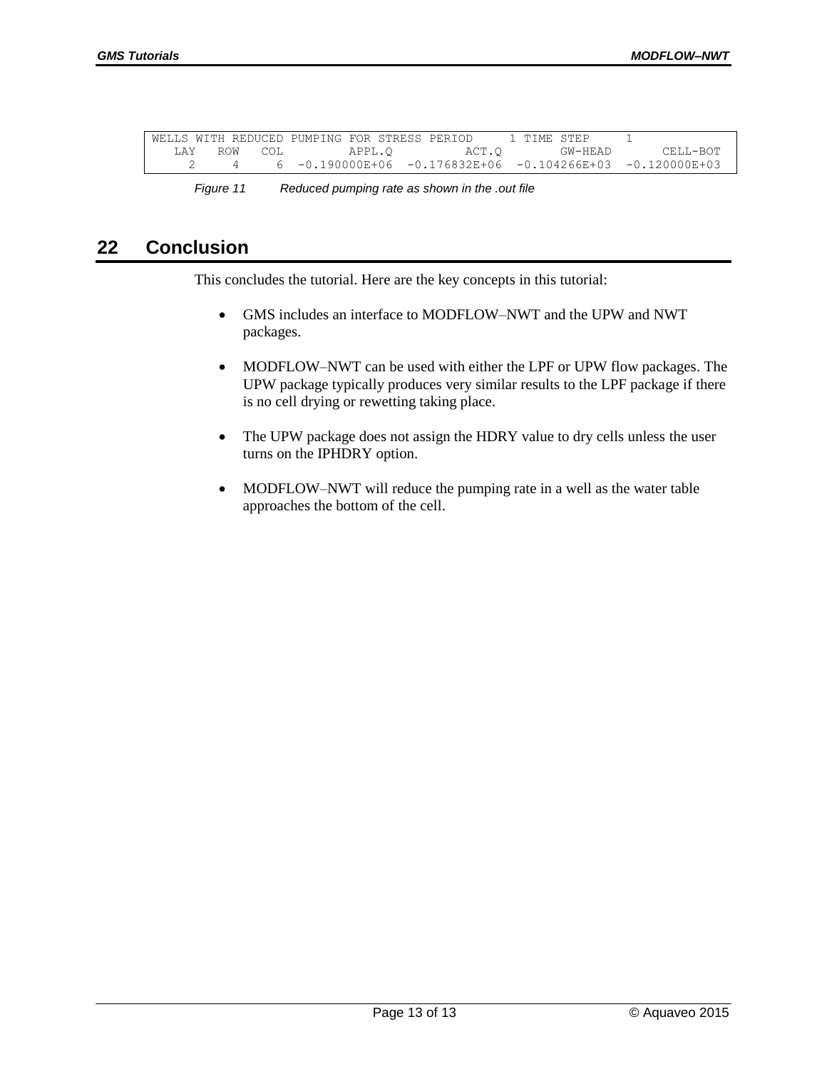```
WELLS WITH REDUCED PUMPING FOR STRESS PERIOD     1 TIME STEP     1
   LAY   ROW   COL        APPL.Q         ACT.Q        GW-HEAD       CELL-BOT
     2     4     6  -0.190000E+06  -0.176832E+06  -0.104266E+03  -0.120000E+03
```

*Figure 11 Reduced pumping rate as shown in the .out file*

## 22 Conclusion

This concludes the tutorial. Here are the key concepts in this tutorial:

- GMS includes an interface to MODFLOW–NWT and the UPW and NWT packages.
- MODFLOW–NWT can be used with either the LPF or UPW flow packages. The UPW package typically produces very similar results to the LPF package if there is no cell drying or rewetting taking place.
- The UPW package does not assign the HDRY value to dry cells unless the user turns on the IPHDRY option.
- MODFLOW–NWT will reduce the pumping rate in a well as the water table approaches the bottom of the cell.